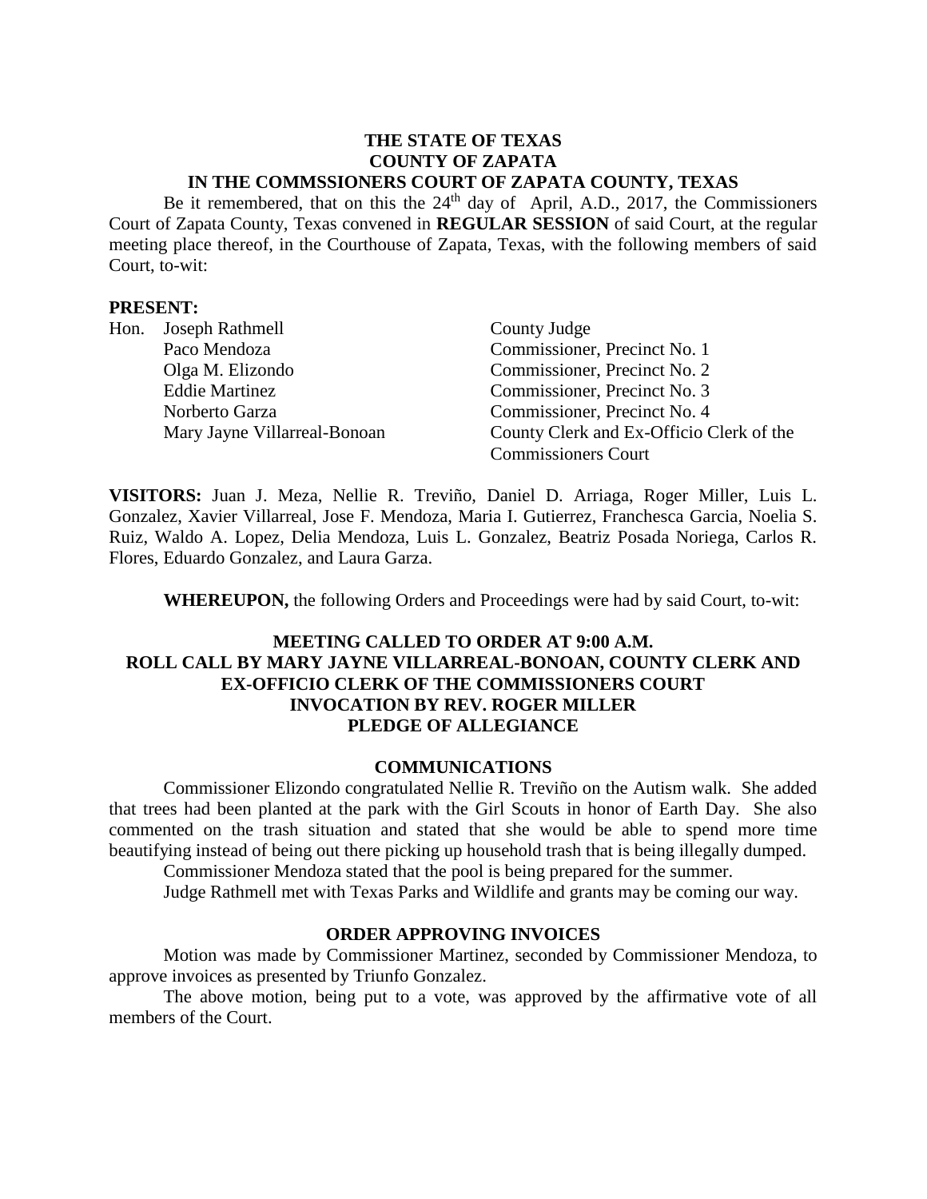**THE STATE OF TEXAS**
**COUNTY OF ZAPATA**
**IN THE COMMSSIONERS COURT OF ZAPATA COUNTY, TEXAS**

Be it remembered, that on this the 24th day of April, A.D., 2017, the Commissioners Court of Zapata County, Texas convened in **REGULAR SESSION** of said Court, at the regular meeting place thereof, in the Courthouse of Zapata, Texas, with the following members of said Court, to-wit:

**PRESENT:**

| | | |
|---|---|---|
| Hon. | Joseph Rathmell | County Judge |
| | Paco Mendoza | Commissioner, Precinct No. 1 |
| | Olga M. Elizondo | Commissioner, Precinct No. 2 |
| | Eddie Martinez | Commissioner, Precinct No. 3 |
| | Norberto Garza | Commissioner, Precinct No. 4 |
| | Mary Jayne Villarreal-Bonoan | County Clerk and Ex-Officio Clerk of the Commissioners Court |

**VISITORS:** Juan J. Meza, Nellie R. Treviño, Daniel D. Arriaga, Roger Miller, Luis L. Gonzalez, Xavier Villarreal, Jose F. Mendoza, Maria I. Gutierrez, Franchesca Garcia, Noelia S. Ruiz, Waldo A. Lopez, Delia Mendoza, Luis L. Gonzalez, Beatriz Posada Noriega, Carlos R. Flores, Eduardo Gonzalez, and Laura Garza.

**WHEREUPON,** the following Orders and Proceedings were had by said Court, to-wit:

**MEETING CALLED TO ORDER AT 9:00 A.M.**
**ROLL CALL BY MARY JAYNE VILLARREAL-BONOAN, COUNTY CLERK AND EX-OFFICIO CLERK OF THE COMMISSIONERS COURT**
**INVOCATION BY REV. ROGER MILLER**
**PLEDGE OF ALLEGIANCE**

**COMMUNICATIONS**

Commissioner Elizondo congratulated Nellie R. Treviño on the Autism walk. She added that trees had been planted at the park with the Girl Scouts in honor of Earth Day. She also commented on the trash situation and stated that she would be able to spend more time beautifying instead of being out there picking up household trash that is being illegally dumped.

Commissioner Mendoza stated that the pool is being prepared for the summer.

Judge Rathmell met with Texas Parks and Wildlife and grants may be coming our way.

**ORDER APPROVING INVOICES**

Motion was made by Commissioner Martinez, seconded by Commissioner Mendoza, to approve invoices as presented by Triunfo Gonzalez.

The above motion, being put to a vote, was approved by the affirmative vote of all members of the Court.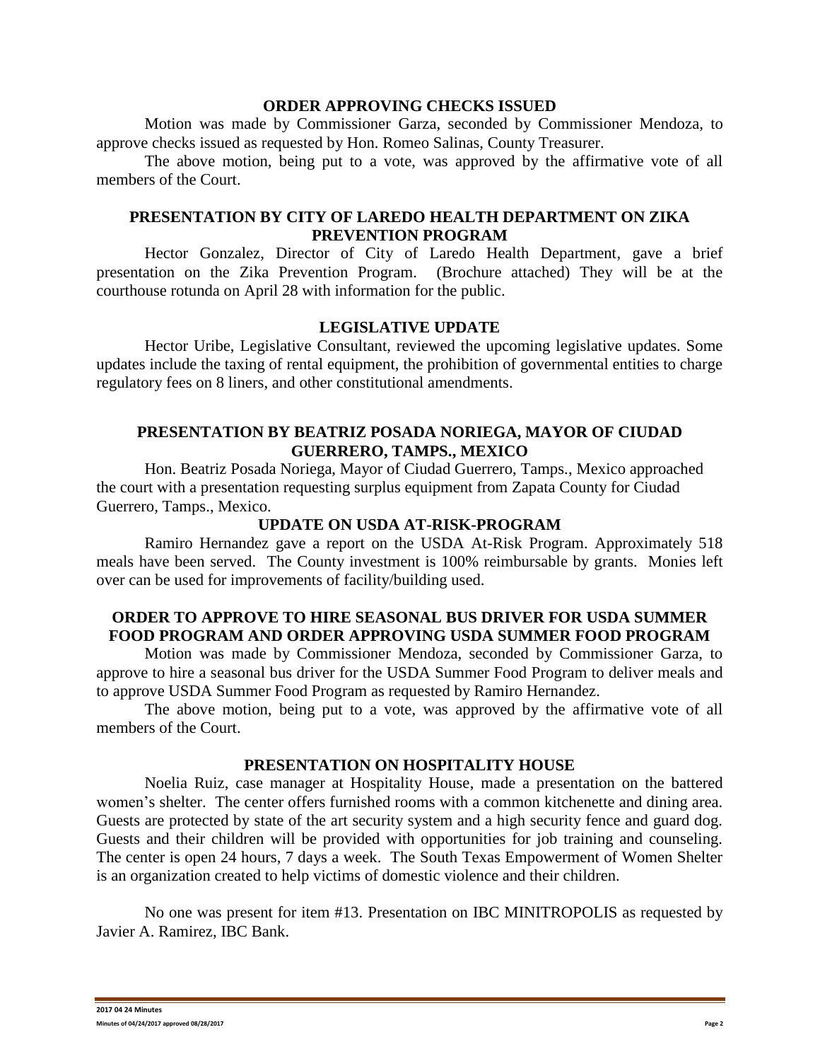**ORDER APPROVING CHECKS ISSUED**

Motion was made by Commissioner Garza, seconded by Commissioner Mendoza, to approve checks issued as requested by Hon. Romeo Salinas, County Treasurer.

The above motion, being put to a vote, was approved by the affirmative vote of all members of the Court.

**PRESENTATION BY CITY OF LAREDO HEALTH DEPARTMENT ON ZIKA PREVENTION PROGRAM**

Hector Gonzalez, Director of City of Laredo Health Department, gave a brief presentation on the Zika Prevention Program. (Brochure attached) They will be at the courthouse rotunda on April 28 with information for the public.

**LEGISLATIVE UPDATE**

Hector Uribe, Legislative Consultant, reviewed the upcoming legislative updates. Some updates include the taxing of rental equipment, the prohibition of governmental entities to charge regulatory fees on 8 liners, and other constitutional amendments.

**PRESENTATION BY BEATRIZ POSADA NORIEGA, MAYOR OF CIUDAD GUERRERO, TAMPS., MEXICO**

Hon. Beatriz Posada Noriega, Mayor of Ciudad Guerrero, Tamps., Mexico approached the court with a presentation requesting surplus equipment from Zapata County for Ciudad Guerrero, Tamps., Mexico.

**UPDATE ON USDA AT-RISK-PROGRAM**

Ramiro Hernandez gave a report on the USDA At-Risk Program. Approximately 518 meals have been served. The County investment is 100% reimbursable by grants. Monies left over can be used for improvements of facility/building used.

**ORDER TO APPROVE TO HIRE SEASONAL BUS DRIVER FOR USDA SUMMER FOOD PROGRAM AND ORDER APPROVING USDA SUMMER FOOD PROGRAM**

Motion was made by Commissioner Mendoza, seconded by Commissioner Garza, to approve to hire a seasonal bus driver for the USDA Summer Food Program to deliver meals and to approve USDA Summer Food Program as requested by Ramiro Hernandez.

The above motion, being put to a vote, was approved by the affirmative vote of all members of the Court.

**PRESENTATION ON HOSPITALITY HOUSE**

Noelia Ruiz, case manager at Hospitality House, made a presentation on the battered women's shelter. The center offers furnished rooms with a common kitchenette and dining area. Guests are protected by state of the art security system and a high security fence and guard dog. Guests and their children will be provided with opportunities for job training and counseling. The center is open 24 hours, 7 days a week. The South Texas Empowerment of Women Shelter is an organization created to help victims of domestic violence and their children.

No one was present for item #13. Presentation on IBC MINITROPOLIS as requested by Javier A. Ramirez, IBC Bank.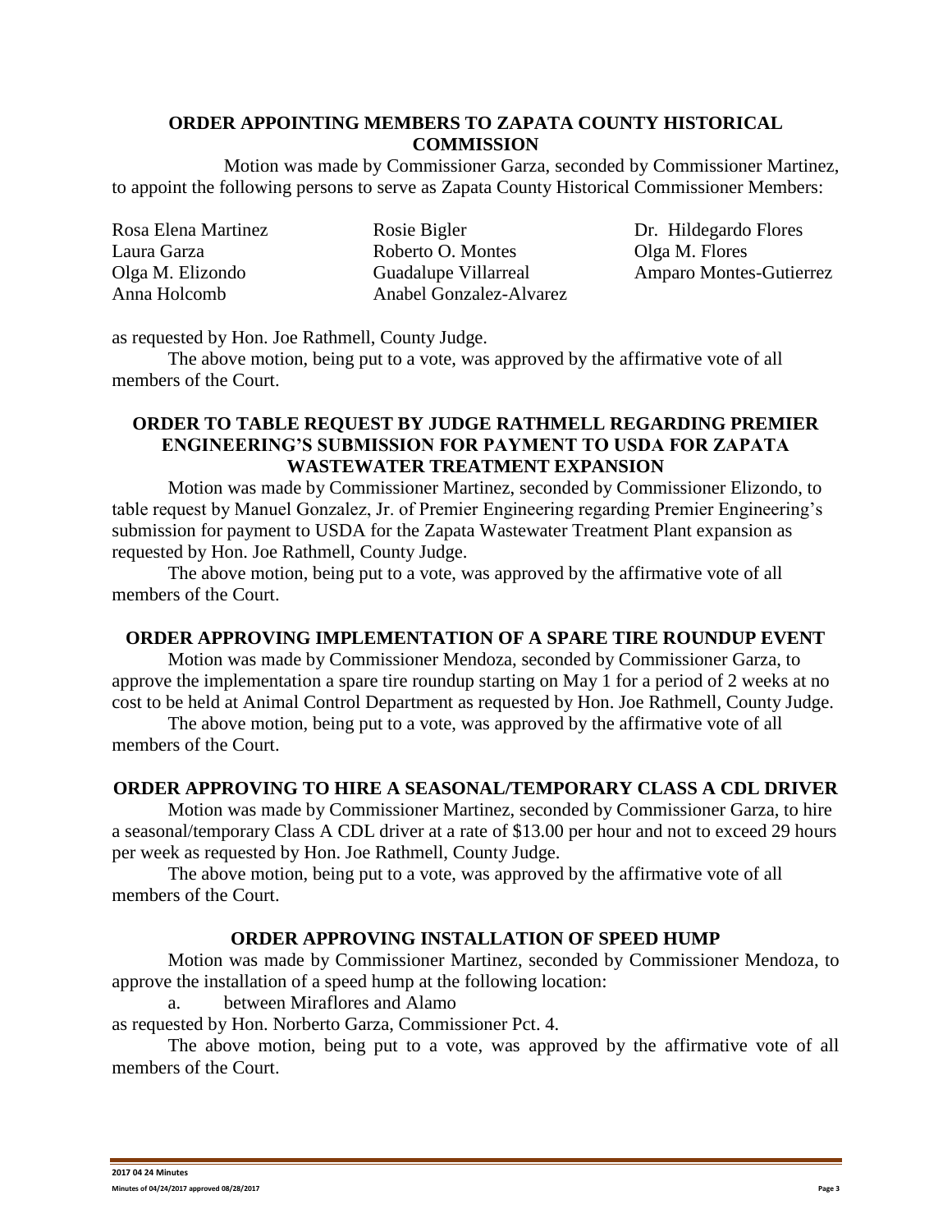## ORDER APPOINTING MEMBERS TO ZAPATA COUNTY HISTORICAL COMMISSION

Motion was made by Commissioner Garza, seconded by Commissioner Martinez, to appoint the following persons to serve as Zapata County Historical Commissioner Members:

| | | |
|---|---|---|
| Rosa Elena Martinez | Rosie Bigler | Dr. Hildegardo Flores |
| Laura Garza | Roberto O. Montes | Olga M. Flores |
| Olga M. Elizondo | Guadalupe Villarreal | Amparo Montes-Gutierrez |
| Anna Holcomb | Anabel Gonzalez-Alvarez | |

as requested by Hon. Joe Rathmell, County Judge.

The above motion, being put to a vote, was approved by the affirmative vote of all members of the Court.

## ORDER TO TABLE REQUEST BY JUDGE RATHMELL REGARDING PREMIER ENGINEERING'S SUBMISSION FOR PAYMENT TO USDA FOR ZAPATA WASTEWATER TREATMENT EXPANSION

Motion was made by Commissioner Martinez, seconded by Commissioner Elizondo, to table request by Manuel Gonzalez, Jr. of Premier Engineering regarding Premier Engineering's submission for payment to USDA for the Zapata Wastewater Treatment Plant expansion as requested by Hon. Joe Rathmell, County Judge.

The above motion, being put to a vote, was approved by the affirmative vote of all members of the Court.

## ORDER APPROVING IMPLEMENTATION OF A SPARE TIRE ROUNDUP EVENT

Motion was made by Commissioner Mendoza, seconded by Commissioner Garza, to approve the implementation a spare tire roundup starting on May 1 for a period of 2 weeks at no cost to be held at Animal Control Department as requested by Hon. Joe Rathmell, County Judge.

The above motion, being put to a vote, was approved by the affirmative vote of all members of the Court.

## ORDER APPROVING TO HIRE A SEASONAL/TEMPORARY CLASS A CDL DRIVER

Motion was made by Commissioner Martinez, seconded by Commissioner Garza, to hire a seasonal/temporary Class A CDL driver at a rate of $13.00 per hour and not to exceed 29 hours per week as requested by Hon. Joe Rathmell, County Judge.

The above motion, being put to a vote, was approved by the affirmative vote of all members of the Court.

## ORDER APPROVING INSTALLATION OF SPEED HUMP

Motion was made by Commissioner Martinez, seconded by Commissioner Mendoza, to approve the installation of a speed hump at the following location:

a. between Miraflores and Alamo

as requested by Hon. Norberto Garza, Commissioner Pct. 4.

The above motion, being put to a vote, was approved by the affirmative vote of all members of the Court.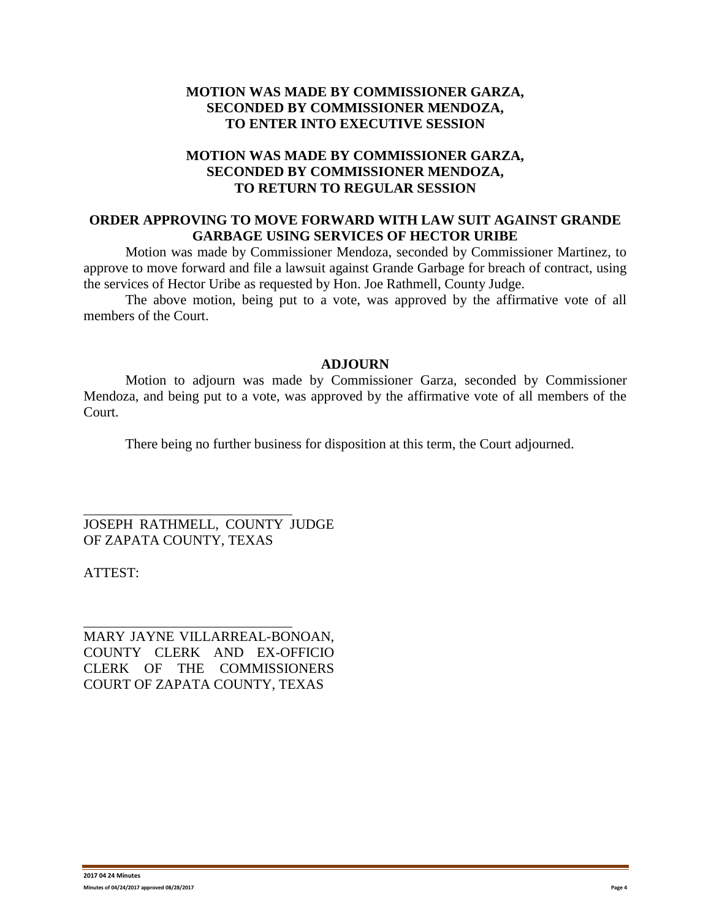**MOTION WAS MADE BY COMMISSIONER GARZA, SECONDED BY COMMISSIONER MENDOZA, TO ENTER INTO EXECUTIVE SESSION**

**MOTION WAS MADE BY COMMISSIONER GARZA, SECONDED BY COMMISSIONER MENDOZA, TO RETURN TO REGULAR SESSION**

**ORDER APPROVING TO MOVE FORWARD WITH LAW SUIT AGAINST GRANDE GARBAGE USING SERVICES OF HECTOR URIBE**

Motion was made by Commissioner Mendoza, seconded by Commissioner Martinez, to approve to move forward and file a lawsuit against Grande Garbage for breach of contract, using the services of Hector Uribe as requested by Hon. Joe Rathmell, County Judge.

The above motion, being put to a vote, was approved by the affirmative vote of all members of the Court.

**ADJOURN**

Motion to adjourn was made by Commissioner Garza, seconded by Commissioner Mendoza, and being put to a vote, was approved by the affirmative vote of all members of the Court.

There being no further business for disposition at this term, the Court adjourned.

\_\_\_\_\_\_\_\_\_\_\_\_\_\_\_\_\_\_\_\_\_\_\_\_\_\_\_\_\_\_\_\_

JOSEPH RATHMELL, COUNTY JUDGE
OF ZAPATA COUNTY, TEXAS

ATTEST:

\_\_\_\_\_\_\_\_\_\_\_\_\_\_\_\_\_\_\_\_\_\_\_\_\_\_\_\_\_\_\_\_

MARY JAYNE VILLARREAL-BONOAN,
COUNTY CLERK AND EX-OFFICIO
CLERK OF THE COMMISSIONERS
COURT OF ZAPATA COUNTY, TEXAS